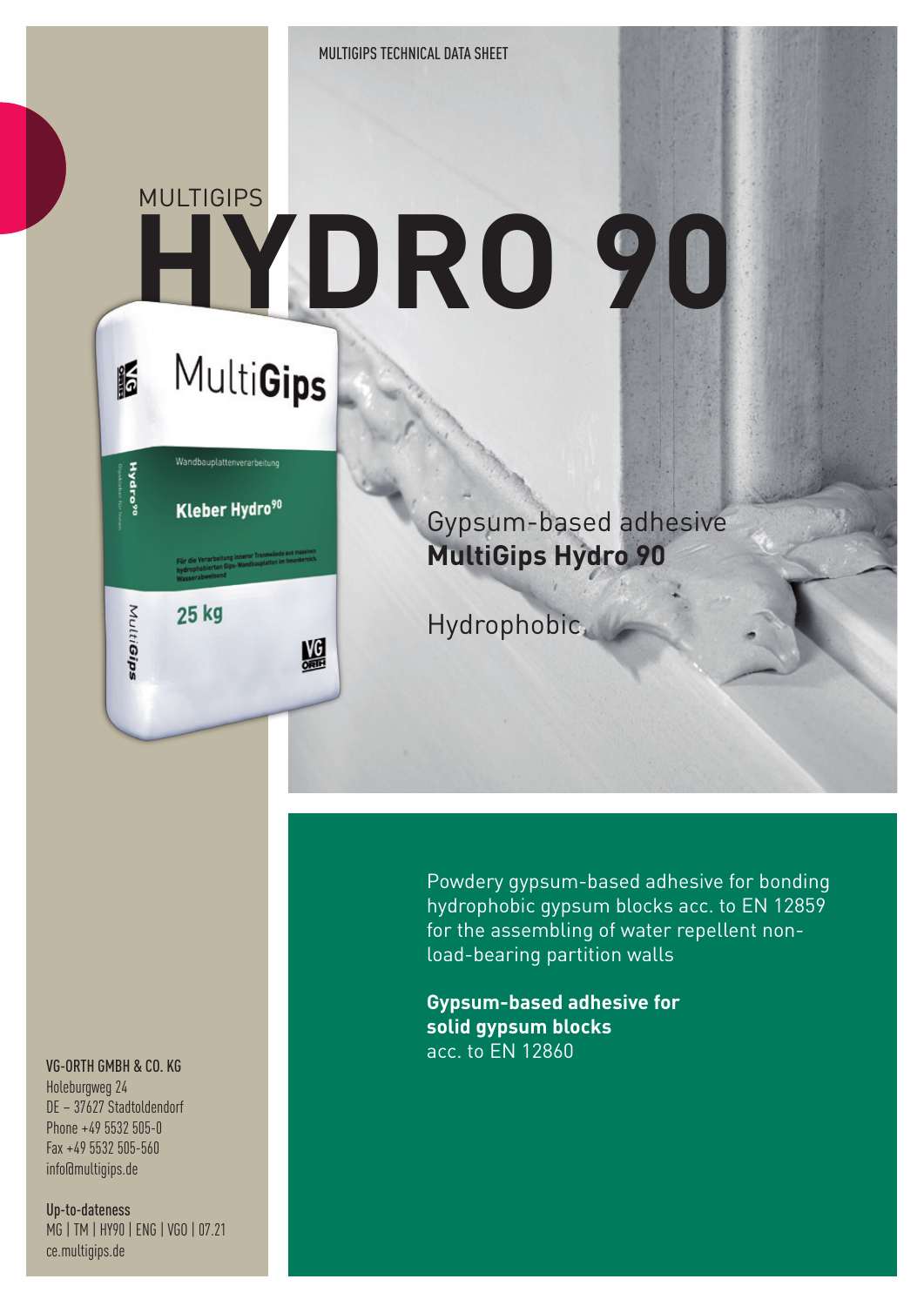MULTIGIPS TECHNICAL DATA SHEET

MULTIGIPS

# HYDRO 90

Gypsum-based adhesive
**MultiGips Hydro 90**

Hydrophobic

Powdery gypsum-based adhesive for bonding hydrophobic gypsum blocks acc. to EN 12859 for the assembling of water repellent non-load-bearing partition walls

**Gypsum-based adhesive for solid gypsum blocks**
acc. to EN 12860

**VG-ORTH GMBH & CO. KG**
Holeburgweg 24
DE – 37627 Stadtoldendorf
Phone +49 5532 505-0
Fax +49 5532 505-560
info@multigips.de

**Up-to-dateness**
MG | TM | HY90 | ENG | VGO | 07.21
ce.multigips.de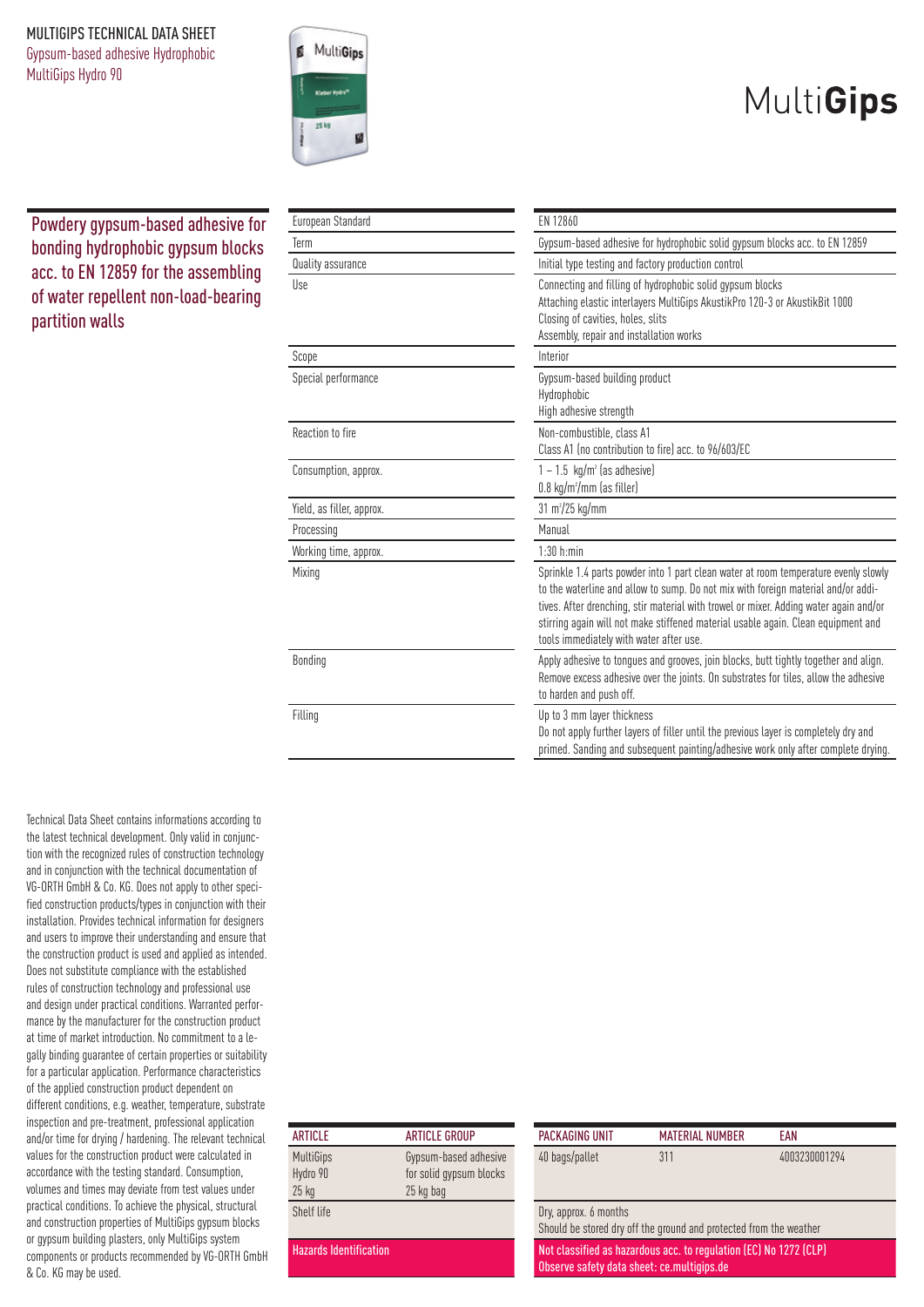MULTIGIPS TECHNICAL DATA SHEET

Gypsum-based adhesive Hydrophobic

MultiGips Hydro 90

MultiGips

## Powdery gypsum-based adhesive for bonding hydrophobic gypsum blocks acc. to EN 12859 for the assembling of water repellent non-load-bearing partition walls

| | |
|---|---|
| European Standard | EN 12860 |
| Term | Gypsum-based adhesive for hydrophobic solid gypsum blocks acc. to EN 12859 |
| Quality assurance | Initial type testing and factory production control |
| Use | Connecting and filling of hydrophobic solid gypsum blocks<br>Attaching elastic interlayers MultiGips AkustikPro 120-3 or AkustikBit 1000<br>Closing of cavities, holes, slits<br>Assembly, repair and installation works |
| Scope | Interior |
| Special performance | Gypsum-based building product<br>Hydrophobic<br>High adhesive strength |
| Reaction to fire | Non-combustible, class A1<br>Class A1 (no contribution to fire) acc. to 96/603/EC |
| Consumption, approx. | 1 – 1.5 kg/m² (as adhesive)<br>0.8 kg/m²/mm (as filler) |
| Yield, as filler, approx. | 31 m²/25 kg/mm |
| Processing | Manual |
| Working time, approx. | 1:30 h:min |
| Mixing | Sprinkle 1.4 parts powder into 1 part clean water at room temperature evenly slowly to the waterline and allow to sump. Do not mix with foreign material and/or additives. After drenching, stir material with trowel or mixer. Adding water again and/or stirring again will not make stiffened material usable again. Clean equipment and tools immediately with water after use. |
| Bonding | Apply adhesive to tongues and grooves, join blocks, butt tightly together and align. Remove excess adhesive over the joints. On substrates for tiles, allow the adhesive to harden and push off. |
| Filling | Up to 3 mm layer thickness<br>Do not apply further layers of filler until the previous layer is completely dry and primed. Sanding and subsequent painting/adhesive work only after complete drying. |

Technical Data Sheet contains informations according to the latest technical development. Only valid in conjunction with the recognized rules of construction technology and in conjunction with the technical documentation of VG-ORTH GmbH & Co. KG. Does not apply to other specified construction products/types in conjunction with their installation. Provides technical information for designers and users to improve their understanding and ensure that the construction product is used and applied as intended. Does not substitute compliance with the established rules of construction technology and professional use and design under practical conditions. Warranted performance by the manufacturer for the construction product at time of market introduction. No commitment to a legally binding guarantee of certain properties or suitability for a particular application. Performance characteristics of the applied construction product dependent on different conditions, e.g. weather, temperature, substrate inspection and pre-treatment, professional application and/or time for drying / hardening. The relevant technical values for the construction product were calculated in accordance with the testing standard. Consumption, volumes and times may deviate from test values under practical conditions. To achieve the physical, structural and construction properties of MultiGips gypsum blocks or gypsum building plasters, only MultiGips system components or products recommended by VG-ORTH GmbH & Co. KG may be used.

| ARTICLE | ARTICLE GROUP | PACKAGING UNIT | MATERIAL NUMBER | EAN |
|---|---|---|---|---|
| MultiGips Hydro 90 25 kg | Gypsum-based adhesive for solid gypsum blocks 25 kg bag | 40 bags/pallet | 311 | 4003230001294 |
| Shelf life | | Dry, approx. 6 months<br>Should be stored dry off the ground and protected from the weather | | |
| Hazards Identification | | Not classified as hazardous acc. to regulation (EC) No 1272 (CLP)<br>Observe safety data sheet: ce.multigips.de | | |